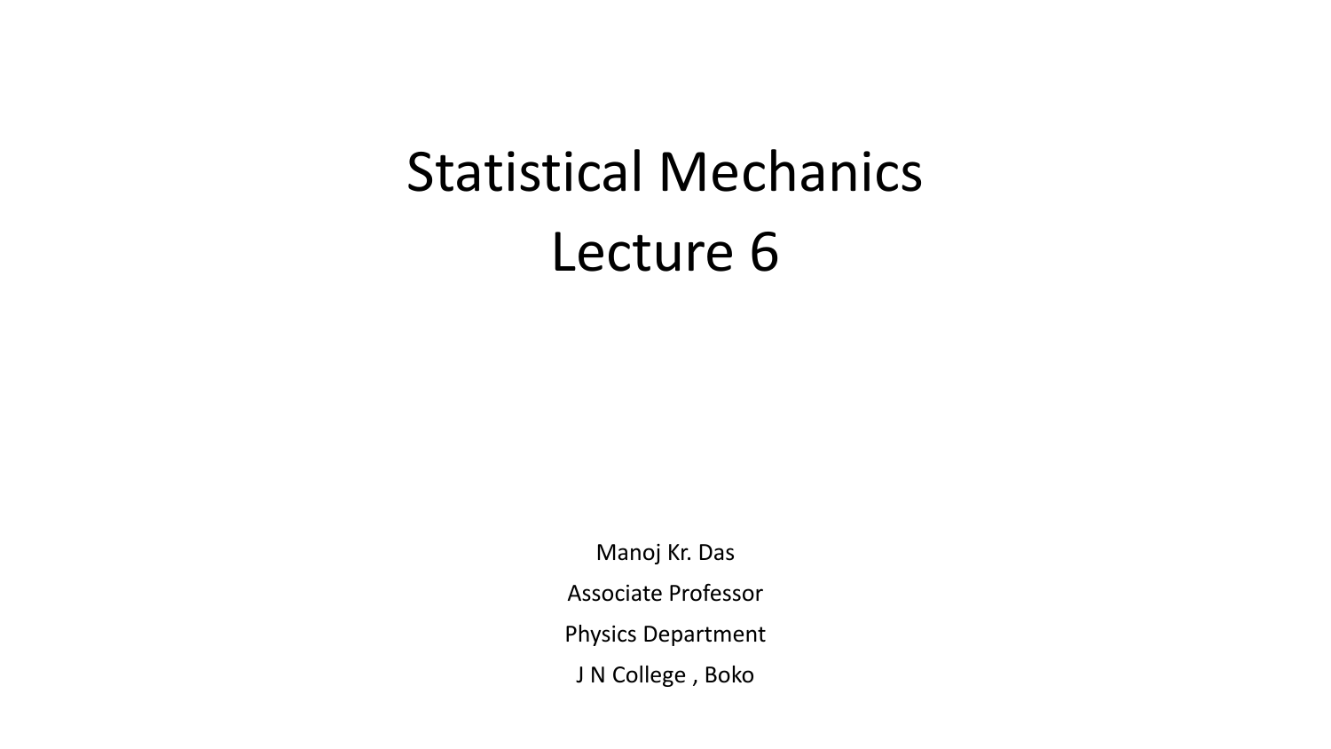# Statistical Mechanics
# Lecture 6

Manoj Kr. Das

Associate Professor

Physics Department

J N College , Boko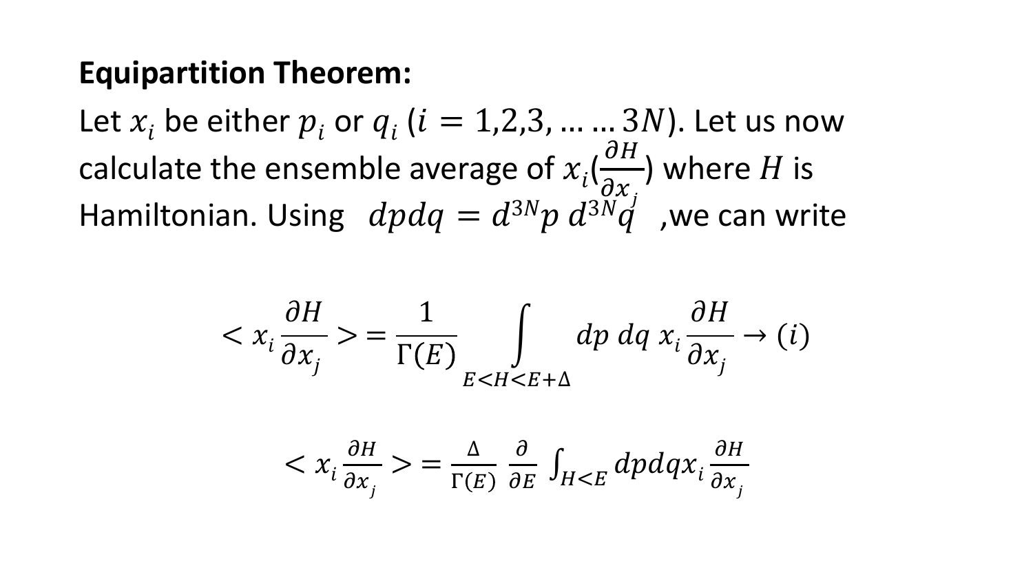**Equipartition Theorem:**

Let $x_i$ be either $p_i$ or $q_i$ ($i = 1,2,3, \ldots \ldots 3N$). Let us now calculate the ensemble average of $x_i(\frac{\partial H}{\partial x_j})$ where $H$ is Hamiltonian. Using $dpdq = d^{3N}p \, d^{3N}q$ ,we can write

$$< x_i \frac{\partial H}{\partial x_j} > = \frac{1}{\Gamma(E)} \int_{E<H<E+\Delta} dp \, dq \, x_i \frac{\partial H}{\partial x_j} \rightarrow (i)$$

$$< x_i \frac{\partial H}{\partial x_j} > = \frac{\Delta}{\Gamma(E)} \frac{\partial}{\partial E} \int_{H<E} dpdq x_i \frac{\partial H}{\partial x_j}$$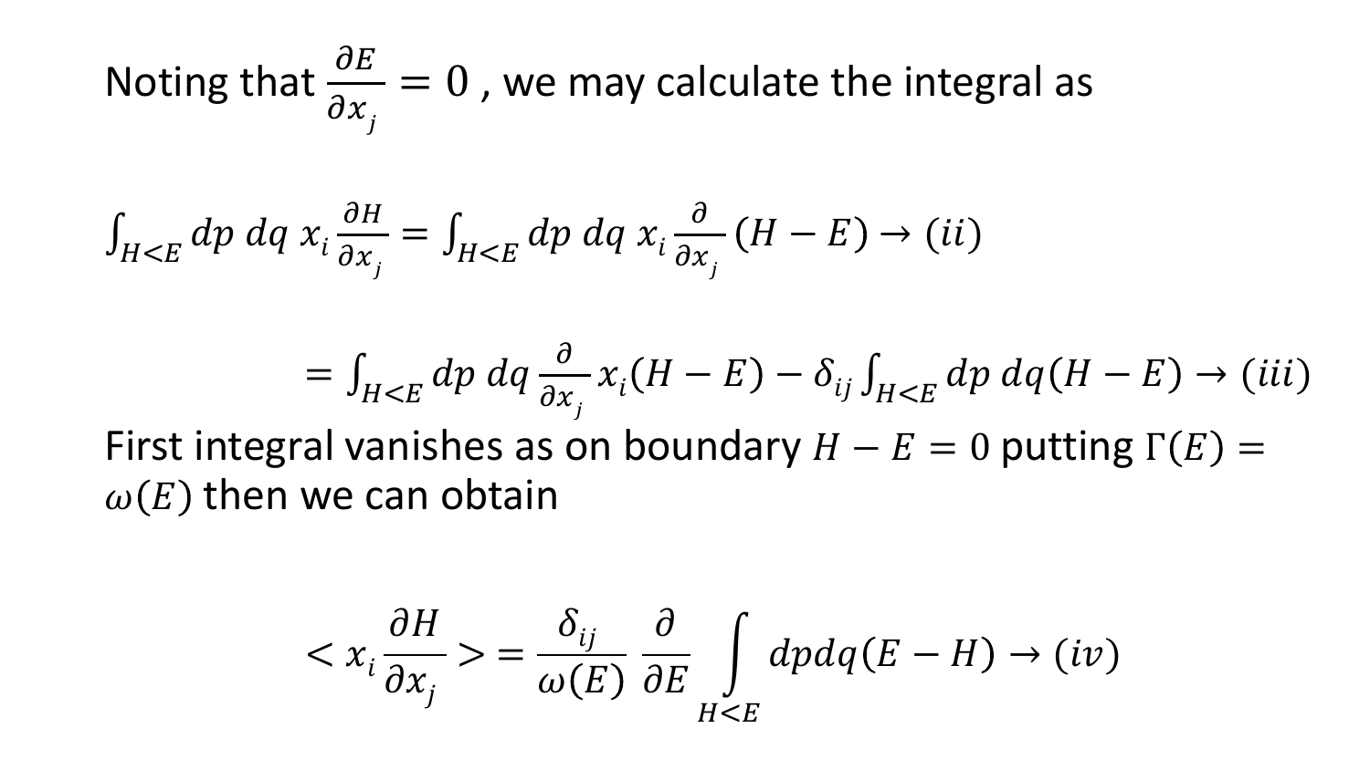Noting that $\frac{\partial E}{\partial x_j} = 0$ , we may calculate the integral as

$$\int_{H<E} dp\, dq\, x_i \frac{\partial H}{\partial x_j} = \int_{H<E} dp\, dq\, x_i \frac{\partial}{\partial x_j}(H - E) \rightarrow (ii)$$

$$= \int_{H<E} dp\, dq \frac{\partial}{\partial x_j} x_i(H - E) - \delta_{ij} \int_{H<E} dp\, dq(H - E) \rightarrow (iii)$$

First integral vanishes as on boundary $H - E = 0$ putting $\Gamma(E) = \omega(E)$ then we can obtain

$$< x_i \frac{\partial H}{\partial x_j} > = \frac{\delta_{ij}}{\omega(E)} \frac{\partial}{\partial E} \int_{H<E} dp dq(E - H) \rightarrow (iv)$$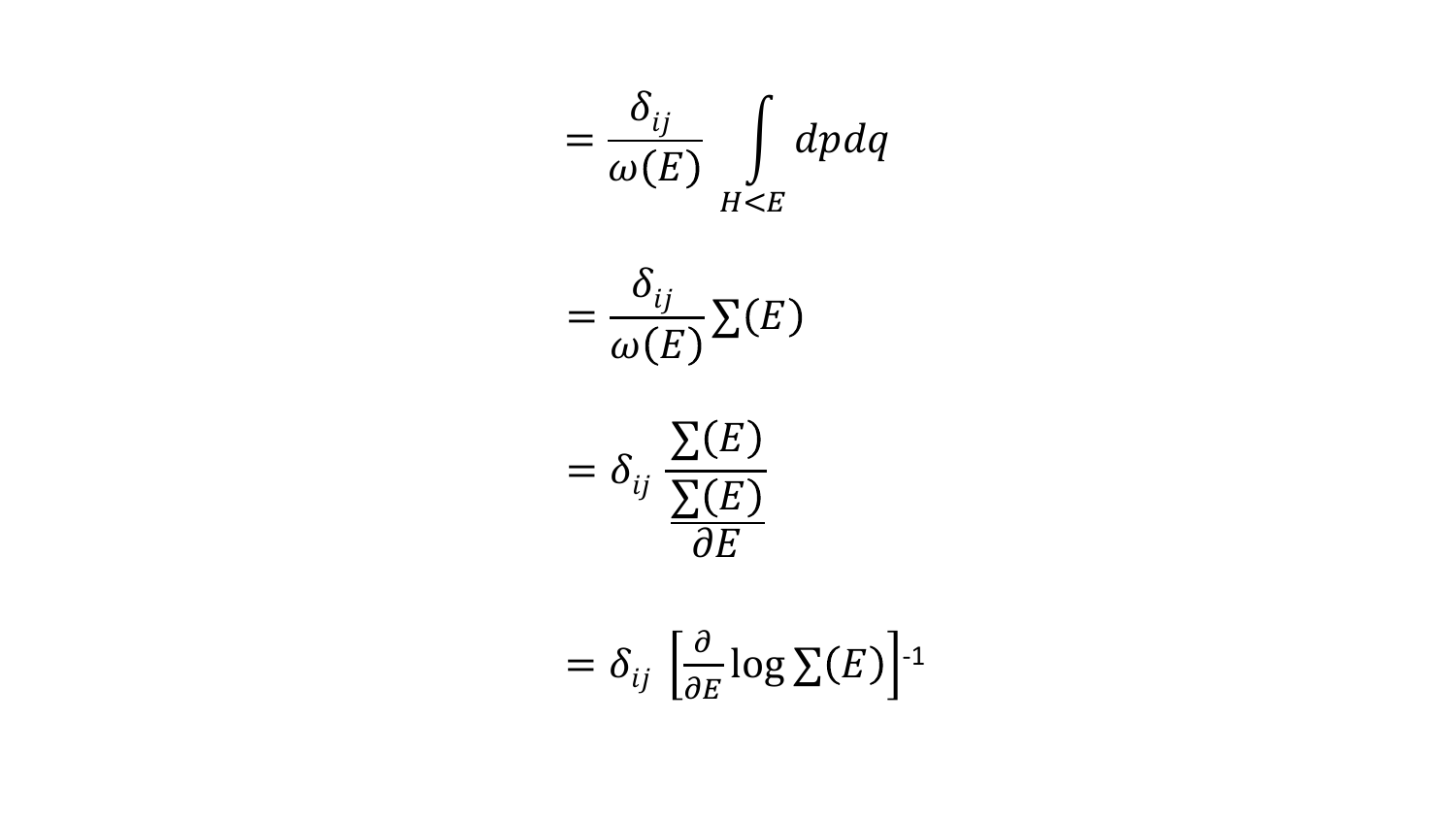$$= \frac{\delta_{ij}}{\omega(E)} \int\limits_{H<E} dpdq$$

$$= \frac{\delta_{ij}}{\omega(E)} \sum(E)$$

$$= \delta_{ij} \frac{\sum(E)}{\frac{\sum(E)}{\partial E}}$$

$$= \delta_{ij} \left[\frac{\partial}{\partial E} \log \sum(E)\right]^{-1}$$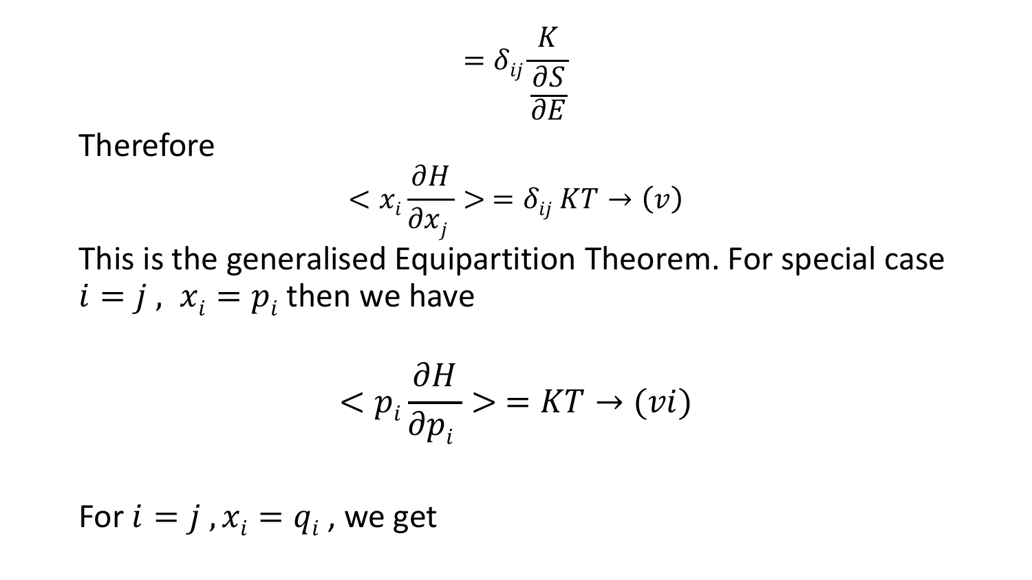$$= \delta_{ij} \frac{K}{\frac{\partial S}{\partial E}}$$

Therefore

$$< x_i \frac{\partial H}{\partial x_j} > = \delta_{ij} \, KT \rightarrow (v)$$

This is the generalised Equipartition Theorem. For special case $i = j$ , $x_i = p_i$ then we have

$$< p_i \frac{\partial H}{\partial p_i} > = KT \rightarrow (vi)$$

For $i = j$ , $x_i = q_i$ , we get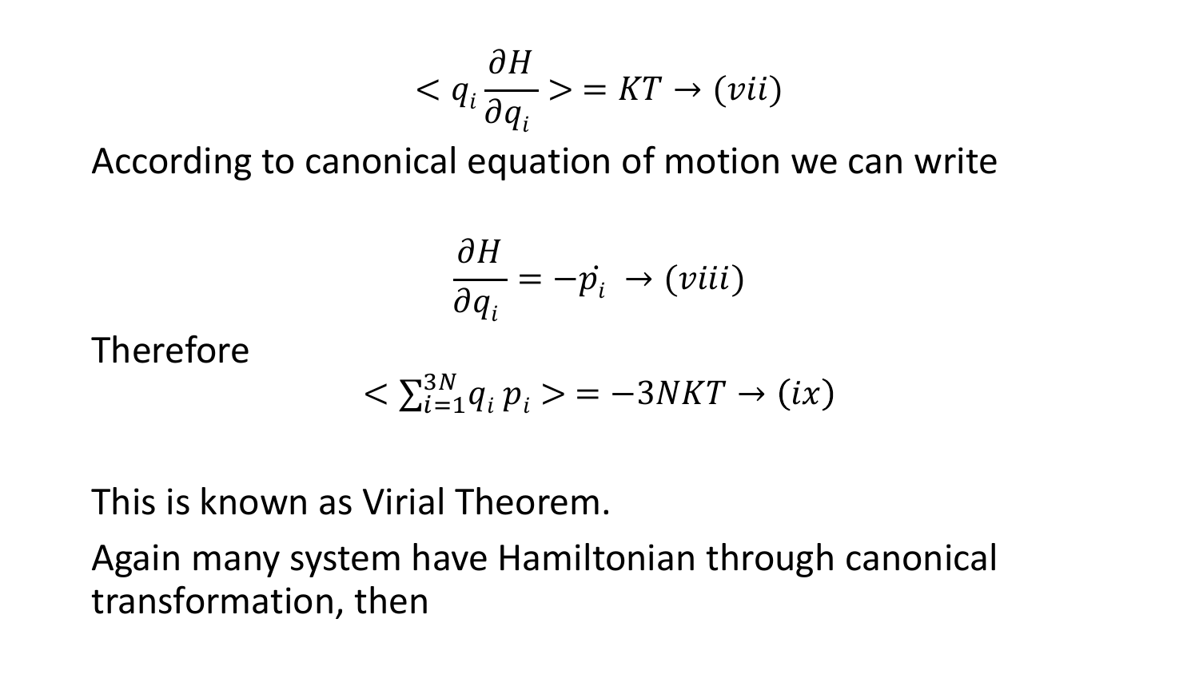$$< q_i \frac{\partial H}{\partial q_i} > = KT \rightarrow (vii)$$

According to canonical equation of motion we can write

$$\frac{\partial H}{\partial q_i} = -\dot{p_i} \rightarrow (viii)$$

Therefore

$$< \sum_{i=1}^{3N} q_i \, p_i > = -3NKT \rightarrow (ix)$$

This is known as Virial Theorem.

Again many system have Hamiltonian through canonical transformation, then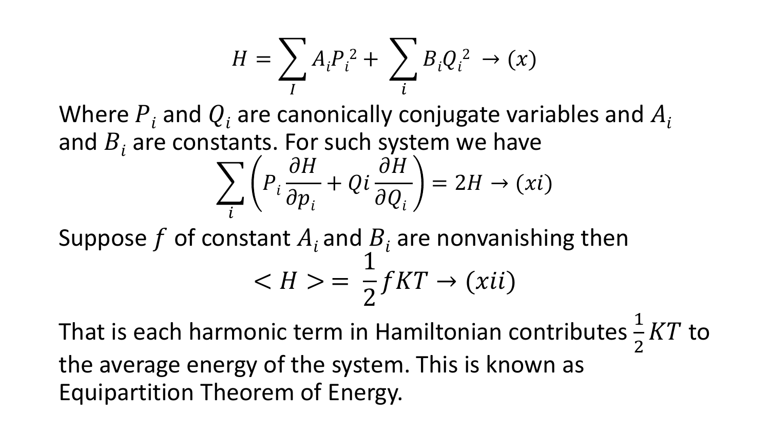$$H = \sum_{I} A_i P_i^{\,2} + \sum_{i} B_i Q_i^{\,2} \rightarrow (x)$$

Where $P_i$ and $Q_i$ are canonically conjugate variables and $A_i$ and $B_i$ are constants. For such system we have

$$\sum_{i} \left( P_i \frac{\partial H}{\partial p_i} + Qi \frac{\partial H}{\partial Q_i} \right) = 2H \rightarrow (xi)$$

Suppose $f$ of constant $A_i$ and $B_i$ are nonvanishing then

$$< H > = \frac{1}{2} f K T \rightarrow (xii)$$

That is each harmonic term in Hamiltonian contributes $\frac{1}{2} KT$ to the average energy of the system. This is known as Equipartition Theorem of Energy.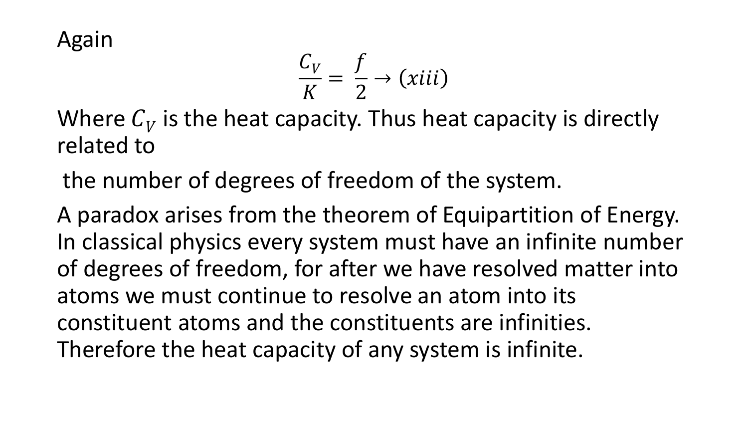Again

$$\frac{C_V}{K} = \frac{f}{2} \rightarrow (xiii)$$

Where $C_V$ is the heat capacity. Thus heat capacity is directly related to

the number of degrees of freedom of the system.

A paradox arises from the theorem of Equipartition of Energy. In classical physics every system must have an infinite number of degrees of freedom, for after we have resolved matter into atoms we must continue to resolve an atom into its constituent atoms and the constituents are infinities. Therefore the heat capacity of any system is infinite.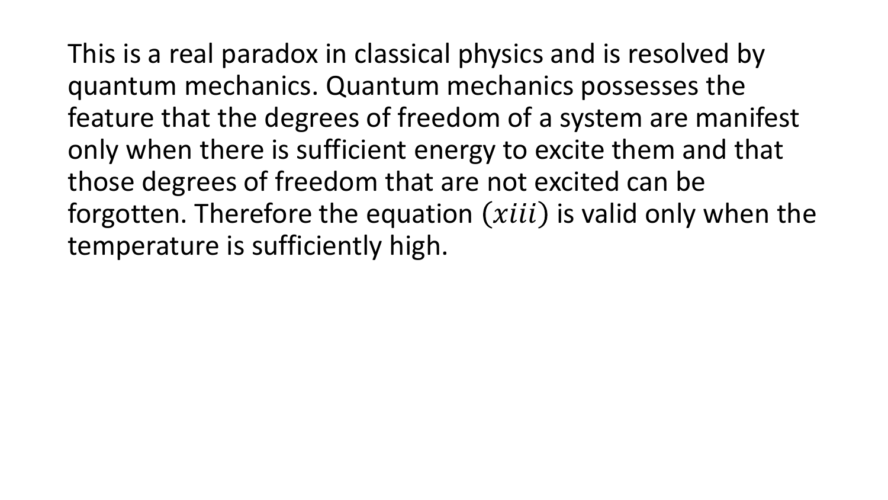This is a real paradox in classical physics and is resolved by quantum mechanics. Quantum mechanics possesses the feature that the degrees of freedom of a system are manifest only when there is sufficient energy to excite them and that those degrees of freedom that are not excited can be forgotten. Therefore the equation $(xiii)$ is valid only when the temperature is sufficiently high.